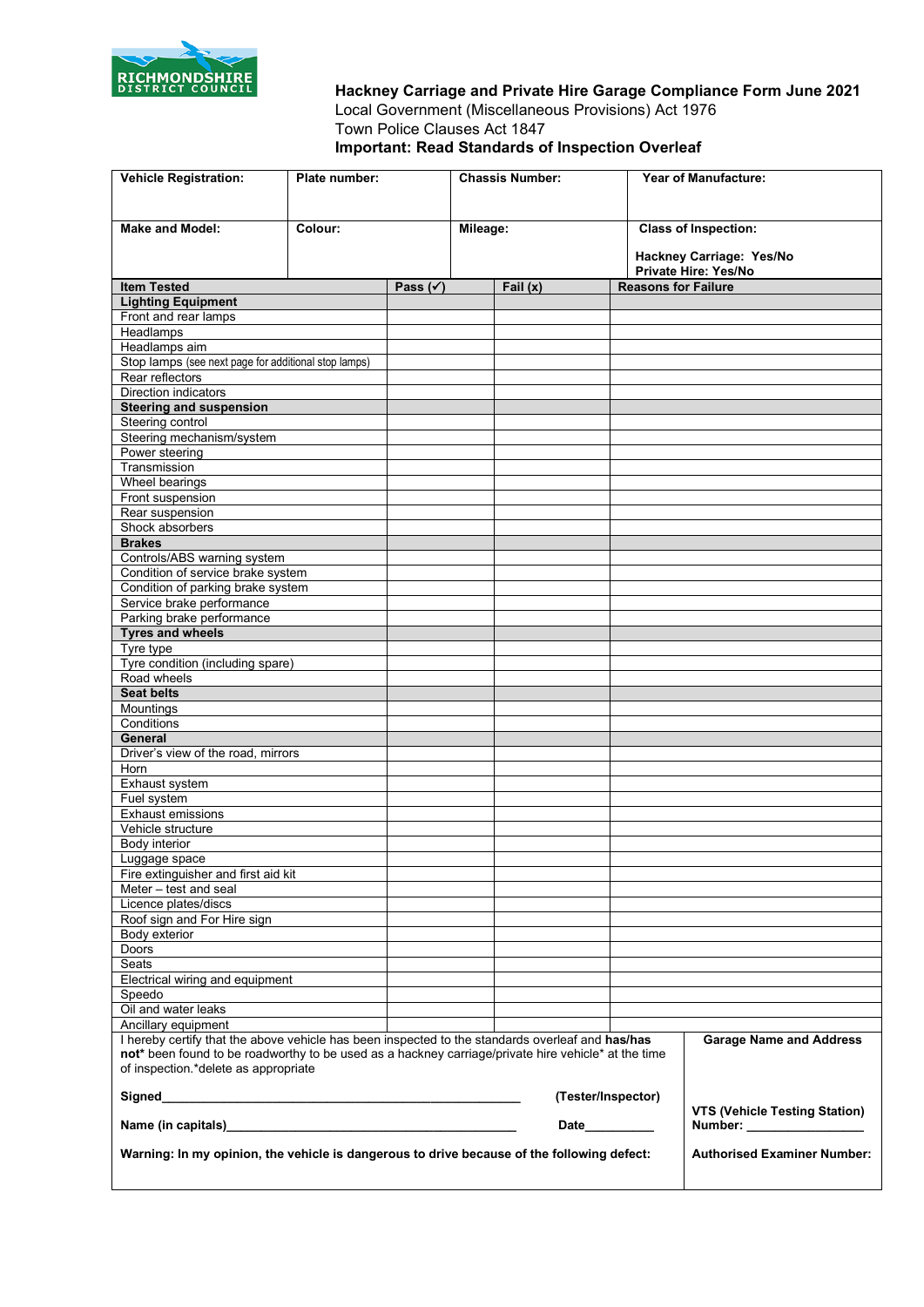RICHMONDSHIRE DISTRICT COUNCIL

## Hackney Carriage and Private Hire Garage Compliance Form June 2021

Local Government (Miscellaneous Provisions) Act 1976
Town Police Clauses Act 1847
**Important: Read Standards of Inspection Overleaf**

| **Vehicle Registration:** | **Plate number:** | **Chassis Number:** | **Year of Manufacture:** |
|---|---|---|---|
| **Make and Model:** | **Colour:** | **Mileage:** | **Class of Inspection:** <br> **Hackney Carriage: Yes/No** <br> **Private Hire: Yes/No** |

| Item Tested | Pass (✓) | Fail (x) | Reasons for Failure |
|---|---|---|---|
| **Lighting Equipment** | | | |
| Front and rear lamps | | | |
| Headlamps | | | |
| Headlamps aim | | | |
| Stop lamps (see next page for additional stop lamps) | | | |
| Rear reflectors | | | |
| Direction indicators | | | |
| **Steering and suspension** | | | |
| Steering control | | | |
| Steering mechanism/system | | | |
| Power steering | | | |
| Transmission | | | |
| Wheel bearings | | | |
| Front suspension | | | |
| Rear suspension | | | |
| Shock absorbers | | | |
| **Brakes** | | | |
| Controls/ABS warning system | | | |
| Condition of service brake system | | | |
| Condition of parking brake system | | | |
| Service brake performance | | | |
| Parking brake performance | | | |
| **Tyres and wheels** | | | |
| Tyre type | | | |
| Tyre condition (including spare) | | | |
| Road wheels | | | |
| **Seat belts** | | | |
| Mountings | | | |
| Conditions | | | |
| **General** | | | |
| Driver's view of the road, mirrors | | | |
| Horn | | | |
| Exhaust system | | | |
| Fuel system | | | |
| Exhaust emissions | | | |
| Vehicle structure | | | |
| Body interior | | | |
| Luggage space | | | |
| Fire extinguisher and first aid kit | | | |
| Meter – test and seal | | | |
| Licence plates/discs | | | |
| Roof sign and For Hire sign | | | |
| Body exterior | | | |
| Doors | | | |
| Seats | | | |
| Electrical wiring and equipment | | | |
| Speedo | | | |
| Oil and water leaks | | | |
| Ancillary equipment | | | |

I hereby certify that the above vehicle has been inspected to the standards overleaf and **has/has not*** been found to be roadworthy to be used as a hackney carriage/private hire vehicle* at the time of inspection.*delete as appropriate

**Signed**\_\_\_\_\_\_\_\_\_\_\_\_\_\_\_\_\_\_\_\_\_\_\_\_\_\_\_\_\_\_\_\_\_\_\_\_\_\_\_\_\_\_\_\_\_\_\_\_ **(Tester/Inspector)**

**Name (in capitals)**\_\_\_\_\_\_\_\_\_\_\_\_\_\_\_\_\_\_\_\_\_\_\_\_\_\_\_\_\_\_\_\_\_\_\_\_\_\_\_\_ **Date**\_\_\_\_\_\_\_\_\_\_

**Warning: In my opinion, the vehicle is dangerous to drive because of the following defect:**

**Garage Name and Address**

**VTS (Vehicle Testing Station) Number:** \_\_\_\_\_\_\_\_\_\_\_\_\_\_\_\_\_

**Authorised Examiner Number:**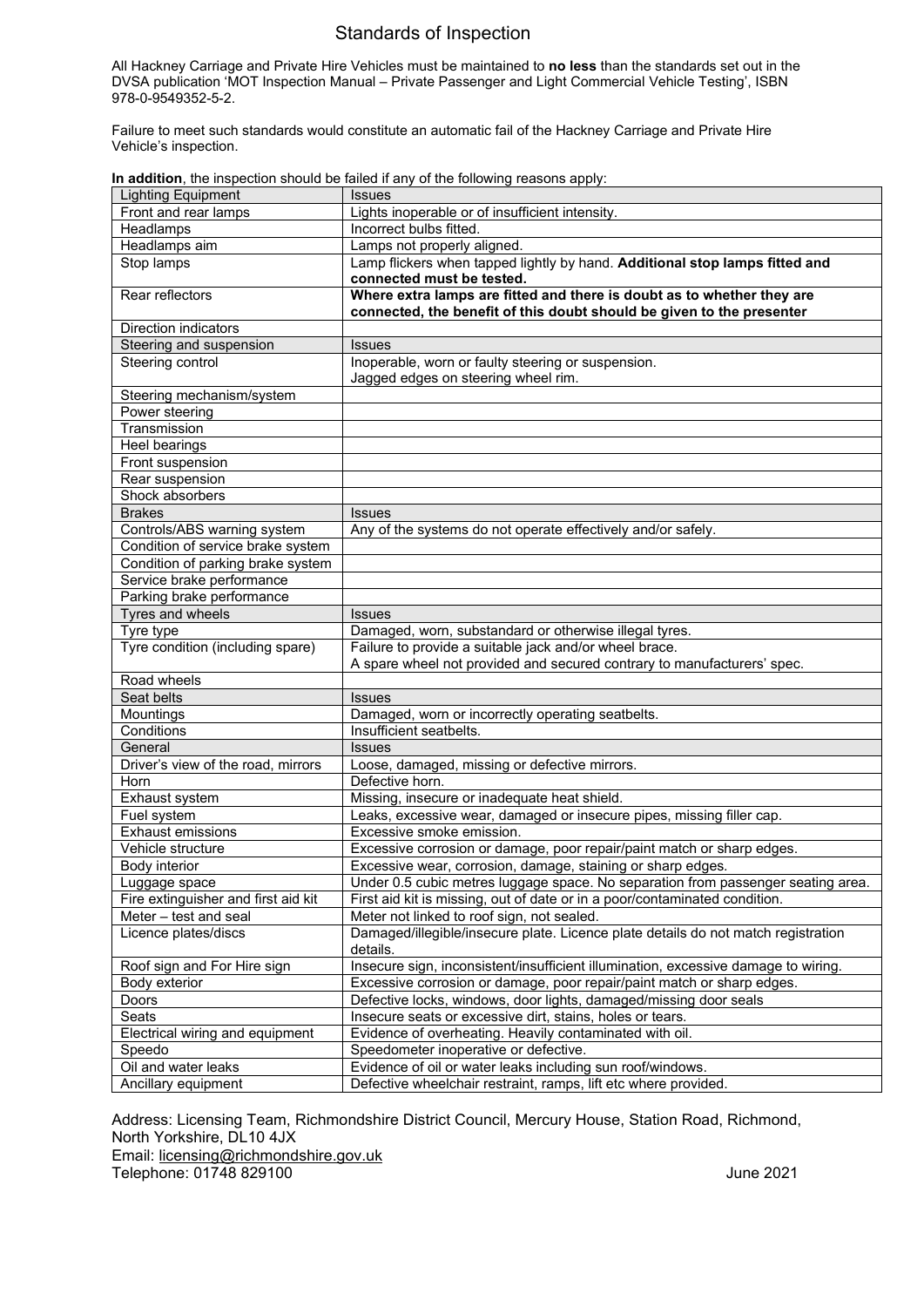# Standards of Inspection

All Hackney Carriage and Private Hire Vehicles must be maintained to **no less** than the standards set out in the DVSA publication 'MOT Inspection Manual – Private Passenger and Light Commercial Vehicle Testing', ISBN 978-0-9549352-5-2.

Failure to meet such standards would constitute an automatic fail of the Hackney Carriage and Private Hire Vehicle's inspection.

**In addition**, the inspection should be failed if any of the following reasons apply:

| Lighting Equipment | Issues |
|---|---|
| Front and rear lamps | Lights inoperable or of insufficient intensity. |
| Headlamps | Incorrect bulbs fitted. |
| Headlamps aim | Lamps not properly aligned. |
| Stop lamps | Lamp flickers when tapped lightly by hand. **Additional stop lamps fitted and connected must be tested.** |
| Rear reflectors | **Where extra lamps are fitted and there is doubt as to whether they are connected, the benefit of this doubt should be given to the presenter** |
| Direction indicators | |
| **Steering and suspension** | **Issues** |
| Steering control | Inoperable, worn or faulty steering or suspension. Jagged edges on steering wheel rim. |
| Steering mechanism/system | |
| Power steering | |
| Transmission | |
| Heel bearings | |
| Front suspension | |
| Rear suspension | |
| Shock absorbers | |
| **Brakes** | **Issues** |
| Controls/ABS warning system | Any of the systems do not operate effectively and/or safely. |
| Condition of service brake system | |
| Condition of parking brake system | |
| Service brake performance | |
| Parking brake performance | |
| **Tyres and wheels** | **Issues** |
| Tyre type | Damaged, worn, substandard or otherwise illegal tyres. |
| Tyre condition (including spare) | Failure to provide a suitable jack and/or wheel brace. A spare wheel not provided and secured contrary to manufacturers' spec. |
| Road wheels | |
| **Seat belts** | **Issues** |
| Mountings | Damaged, worn or incorrectly operating seatbelts. |
| Conditions | Insufficient seatbelts. |
| **General** | **Issues** |
| Driver's view of the road, mirrors | Loose, damaged, missing or defective mirrors. |
| Horn | Defective horn. |
| Exhaust system | Missing, insecure or inadequate heat shield. |
| Fuel system | Leaks, excessive wear, damaged or insecure pipes, missing filler cap. |
| Exhaust emissions | Excessive smoke emission. |
| Vehicle structure | Excessive corrosion or damage, poor repair/paint match or sharp edges. |
| Body interior | Excessive wear, corrosion, damage, staining or sharp edges. |
| Luggage space | Under 0.5 cubic metres luggage space. No separation from passenger seating area. |
| Fire extinguisher and first aid kit | First aid kit is missing, out of date or in a poor/contaminated condition. |
| Meter – test and seal | Meter not linked to roof sign, not sealed. |
| Licence plates/discs | Damaged/illegible/insecure plate. Licence plate details do not match registration details. |
| Roof sign and For Hire sign | Insecure sign, inconsistent/insufficient illumination, excessive damage to wiring. |
| Body exterior | Excessive corrosion or damage, poor repair/paint match or sharp edges. |
| Doors | Defective locks, windows, door lights, damaged/missing door seals |
| Seats | Insecure seats or excessive dirt, stains, holes or tears. |
| Electrical wiring and equipment | Evidence of overheating. Heavily contaminated with oil. |
| Speedo | Speedometer inoperative or defective. |
| Oil and water leaks | Evidence of oil or water leaks including sun roof/windows. |
| Ancillary equipment | Defective wheelchair restraint, ramps, lift etc where provided. |

Address: Licensing Team, Richmondshire District Council, Mercury House, Station Road, Richmond, North Yorkshire, DL10 4JX
Email: licensing@richmondshire.gov.uk
Telephone: 01748 829100

June 2021